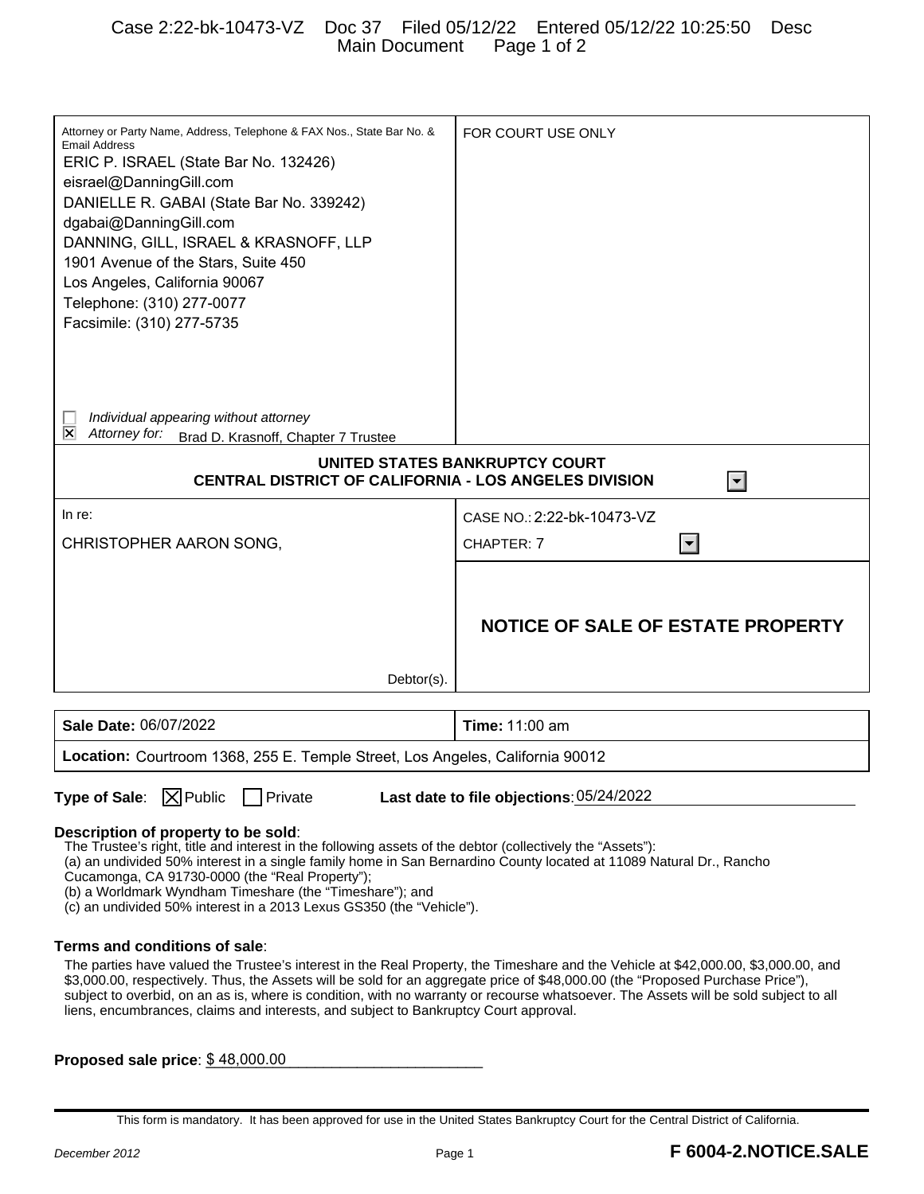Attorney or Party Name, Address, Telephone & FAX Nos., State Bar No. & Email Address

ERIC P. ISRAEL (State Bar No. 132426)
eisrael@DanningGill.com
DANIELLE R. GABAI (State Bar No. 339242)
dgabai@DanningGill.com
DANNING, GILL, ISRAEL & KRASNOFF, LLP
1901 Avenue of the Stars, Suite 450
Los Angeles, California 90067
Telephone: (310) 277-0077
Facsimile: (310) 277-5735

☐ *Individual appearing without attorney*
☒ *Attorney for:* Brad D. Krasnoff, Chapter 7 Trustee

FOR COURT USE ONLY

**UNITED STATES BANKRUPTCY COURT**
**CENTRAL DISTRICT OF CALIFORNIA - LOS ANGELES DIVISION**

In re:

CHRISTOPHER AARON SONG,

Debtor(s).

CASE NO.: 2:22-bk-10473-VZ

CHAPTER: 7

# NOTICE OF SALE OF ESTATE PROPERTY

| **Sale Date:** 06/07/2022 | **Time:** 11:00 am |
|---|---|
| **Location:** Courtroom 1368, 255 E. Temple Street, Los Angeles, California 90012 | |

**Type of Sale**: ☒ Public ☐ Private **Last date to file objections**: 05/24/2022

**Description of property to be sold**:

The Trustee's right, title and interest in the following assets of the debtor (collectively the "Assets"):
(a) an undivided 50% interest in a single family home in San Bernardino County located at 11089 Natural Dr., Rancho Cucamonga, CA 91730-0000 (the "Real Property");
(b) a Worldmark Wyndham Timeshare (the "Timeshare"); and
(c) an undivided 50% interest in a 2013 Lexus GS350 (the "Vehicle").

**Terms and conditions of sale**:

The parties have valued the Trustee's interest in the Real Property, the Timeshare and the Vehicle at $42,000.00, $3,000.00, and $3,000.00, respectively. Thus, the Assets will be sold for an aggregate price of $48,000.00 (the "Proposed Purchase Price"), subject to overbid, on an as is, where is condition, with no warranty or recourse whatsoever. The Assets will be sold subject to all liens, encumbrances, claims and interests, and subject to Bankruptcy Court approval.

**Proposed sale price**: $ 48,000.00

This form is mandatory. It has been approved for use in the United States Bankruptcy Court for the Central District of California.

*December 2012* **F 6004-2.NOTICE.SALE**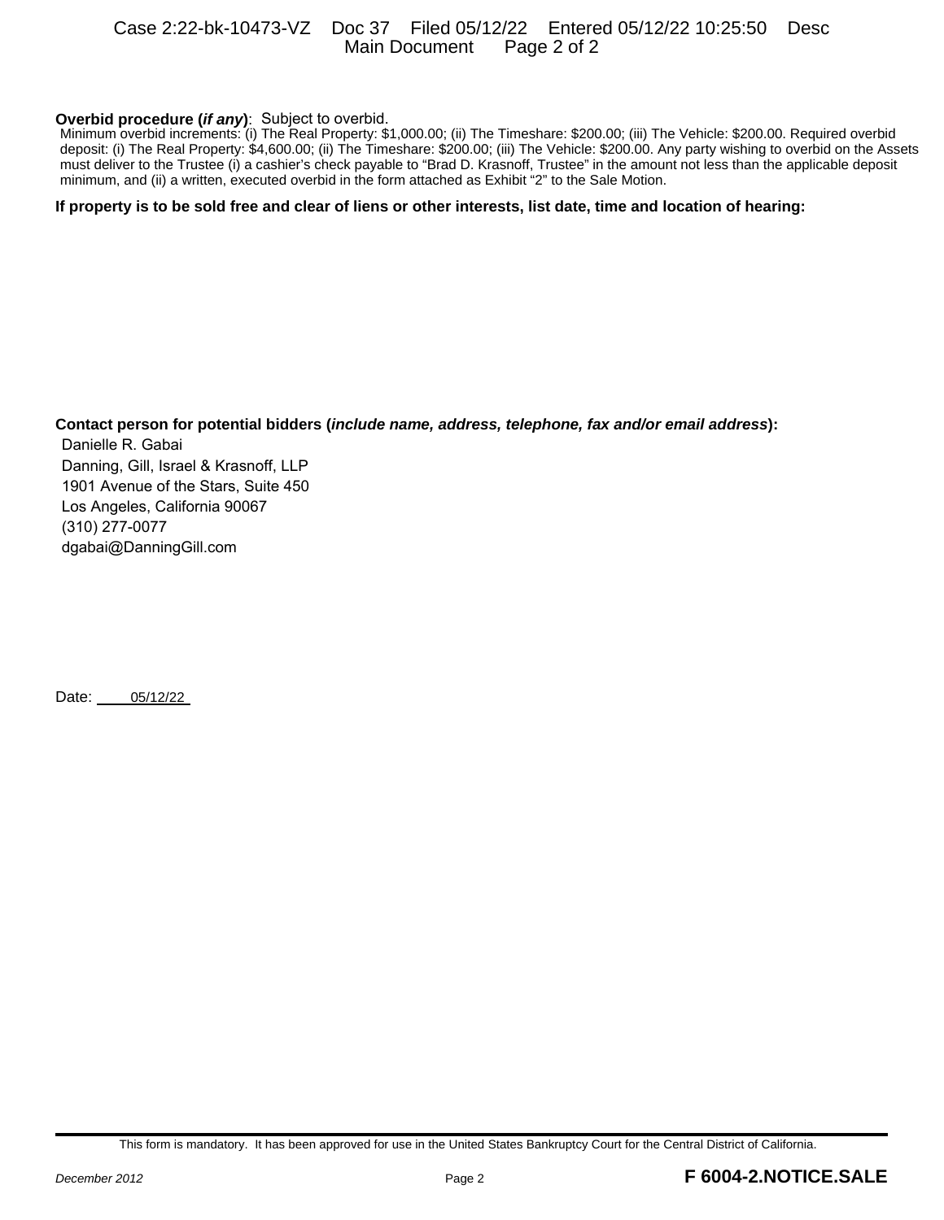**Overbid procedure (*if any*)**: Subject to overbid.
Minimum overbid increments: (i) The Real Property: $1,000.00; (ii) The Timeshare: $200.00; (iii) The Vehicle: $200.00. Required overbid deposit: (i) The Real Property: $4,600.00; (ii) The Timeshare: $200.00; (iii) The Vehicle: $200.00. Any party wishing to overbid on the Assets must deliver to the Trustee (i) a cashier's check payable to "Brad D. Krasnoff, Trustee" in the amount not less than the applicable deposit minimum, and (ii) a written, executed overbid in the form attached as Exhibit "2" to the Sale Motion.

**If property is to be sold free and clear of liens or other interests, list date, time and location of hearing:**

**Contact person for potential bidders (*include name, address, telephone, fax and/or email address*):**

Danielle R. Gabai
Danning, Gill, Israel & Krasnoff, LLP
1901 Avenue of the Stars, Suite 450
Los Angeles, California 90067
(310) 277-0077
dgabai@DanningGill.com

Date: 05/12/22

This form is mandatory. It has been approved for use in the United States Bankruptcy Court for the Central District of California.

December 2012 **F 6004-2.NOTICE.SALE**